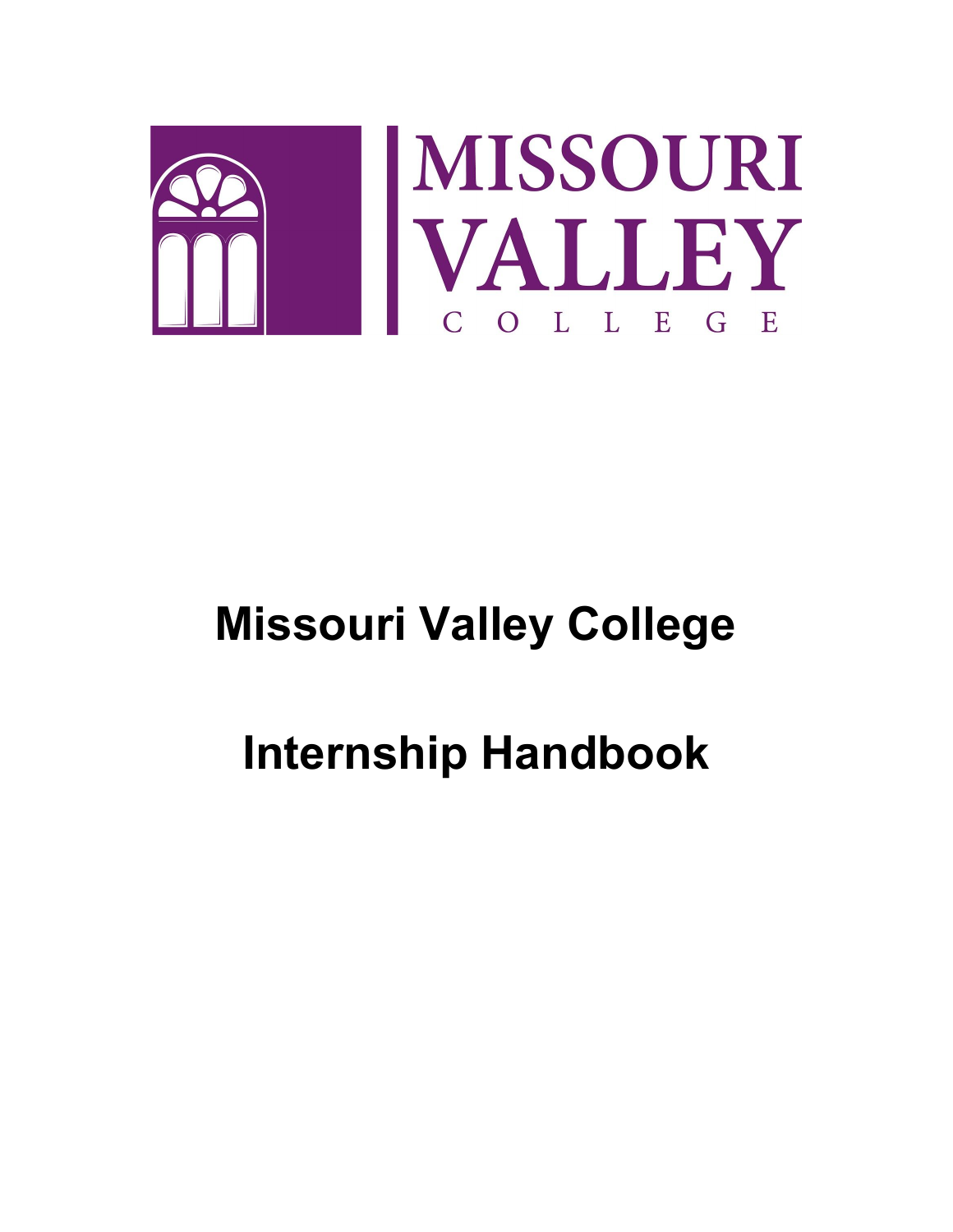# Missouri Valley College

# Internship Handbook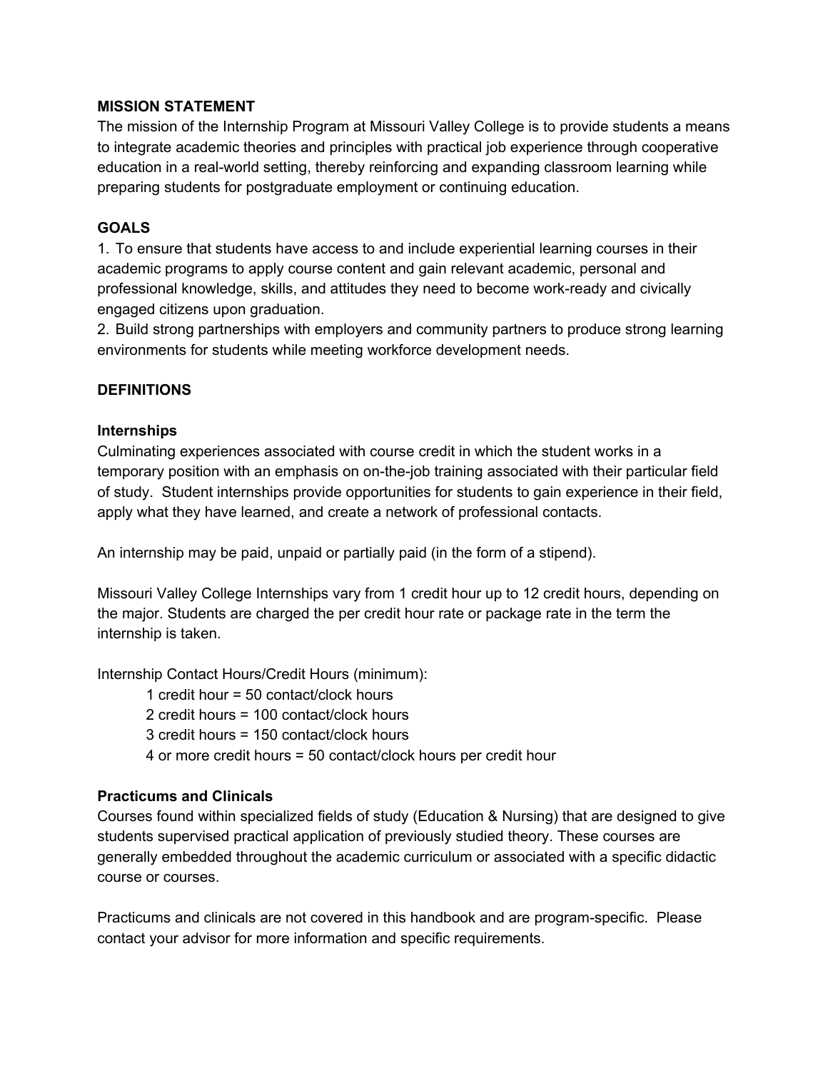## MISSION STATEMENT

The mission of the Internship Program at Missouri Valley College is to provide students a means to integrate academic theories and principles with practical job experience through cooperative education in a real-world setting, thereby reinforcing and expanding classroom learning while preparing students for postgraduate employment or continuing education.

## GOALS

1. To ensure that students have access to and include experiential learning courses in their academic programs to apply course content and gain relevant academic, personal and professional knowledge, skills, and attitudes they need to become work-ready and civically engaged citizens upon graduation.
2. Build strong partnerships with employers and community partners to produce strong learning environments for students while meeting workforce development needs.

## DEFINITIONS

### Internships

Culminating experiences associated with course credit in which the student works in a temporary position with an emphasis on on-the-job training associated with their particular field of study. Student internships provide opportunities for students to gain experience in their field, apply what they have learned, and create a network of professional contacts.

An internship may be paid, unpaid or partially paid (in the form of a stipend).

Missouri Valley College Internships vary from 1 credit hour up to 12 credit hours, depending on the major. Students are charged the per credit hour rate or package rate in the term the internship is taken.

Internship Contact Hours/Credit Hours (minimum):

- 1 credit hour = 50 contact/clock hours
- 2 credit hours = 100 contact/clock hours
- 3 credit hours = 150 contact/clock hours
- 4 or more credit hours = 50 contact/clock hours per credit hour

### Practicums and Clinicals

Courses found within specialized fields of study (Education & Nursing) that are designed to give students supervised practical application of previously studied theory. These courses are generally embedded throughout the academic curriculum or associated with a specific didactic course or courses.

Practicums and clinicals are not covered in this handbook and are program-specific. Please contact your advisor for more information and specific requirements.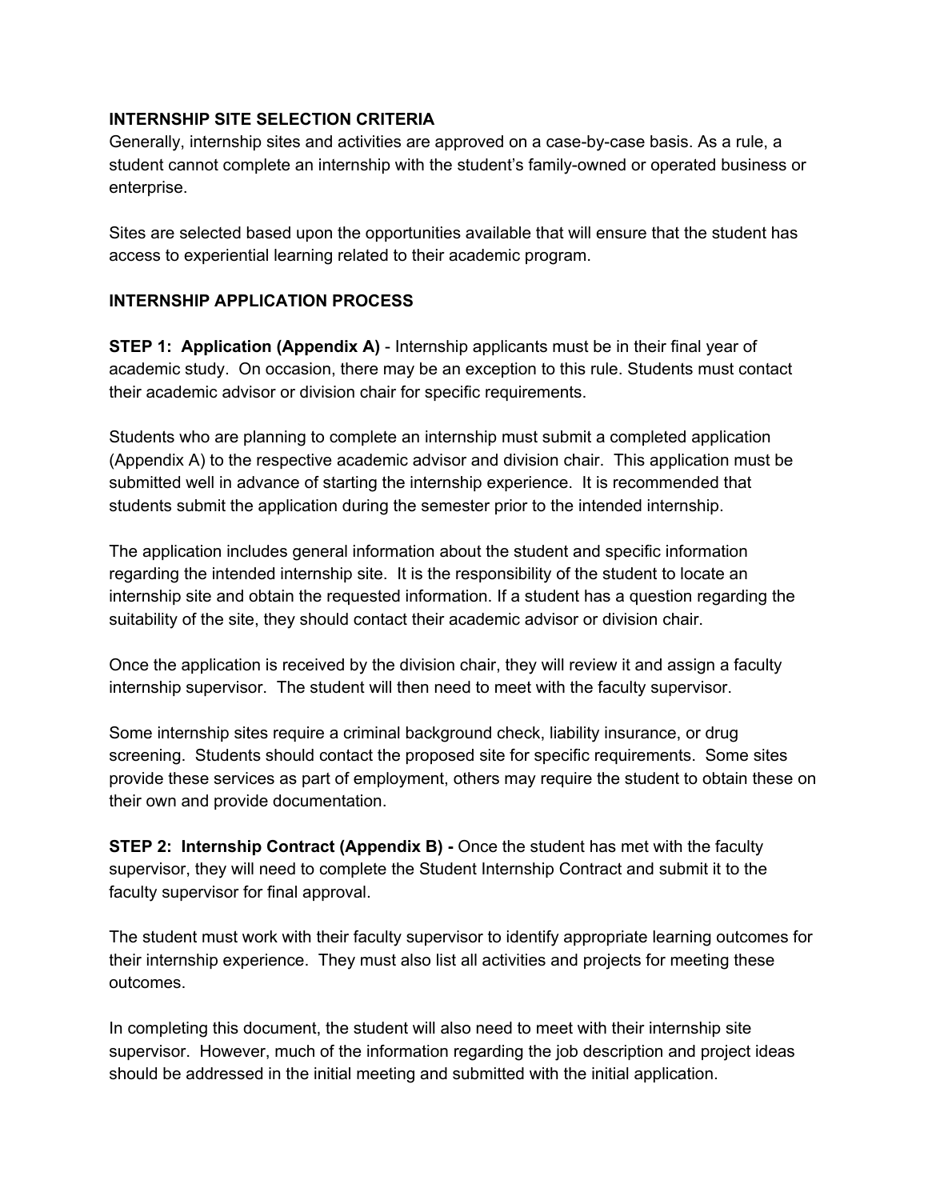## INTERNSHIP SITE SELECTION CRITERIA

Generally, internship sites and activities are approved on a case-by-case basis. As a rule, a student cannot complete an internship with the student's family-owned or operated business or enterprise.

Sites are selected based upon the opportunities available that will ensure that the student has access to experiential learning related to their academic program.

## INTERNSHIP APPLICATION PROCESS

**STEP 1: Application (Appendix A)** - Internship applicants must be in their final year of academic study. On occasion, there may be an exception to this rule. Students must contact their academic advisor or division chair for specific requirements.

Students who are planning to complete an internship must submit a completed application (Appendix A) to the respective academic advisor and division chair. This application must be submitted well in advance of starting the internship experience. It is recommended that students submit the application during the semester prior to the intended internship.

The application includes general information about the student and specific information regarding the intended internship site. It is the responsibility of the student to locate an internship site and obtain the requested information. If a student has a question regarding the suitability of the site, they should contact their academic advisor or division chair.

Once the application is received by the division chair, they will review it and assign a faculty internship supervisor. The student will then need to meet with the faculty supervisor.

Some internship sites require a criminal background check, liability insurance, or drug screening. Students should contact the proposed site for specific requirements. Some sites provide these services as part of employment, others may require the student to obtain these on their own and provide documentation.

**STEP 2: Internship Contract (Appendix B) -** Once the student has met with the faculty supervisor, they will need to complete the Student Internship Contract and submit it to the faculty supervisor for final approval.

The student must work with their faculty supervisor to identify appropriate learning outcomes for their internship experience. They must also list all activities and projects for meeting these outcomes.

In completing this document, the student will also need to meet with their internship site supervisor. However, much of the information regarding the job description and project ideas should be addressed in the initial meeting and submitted with the initial application.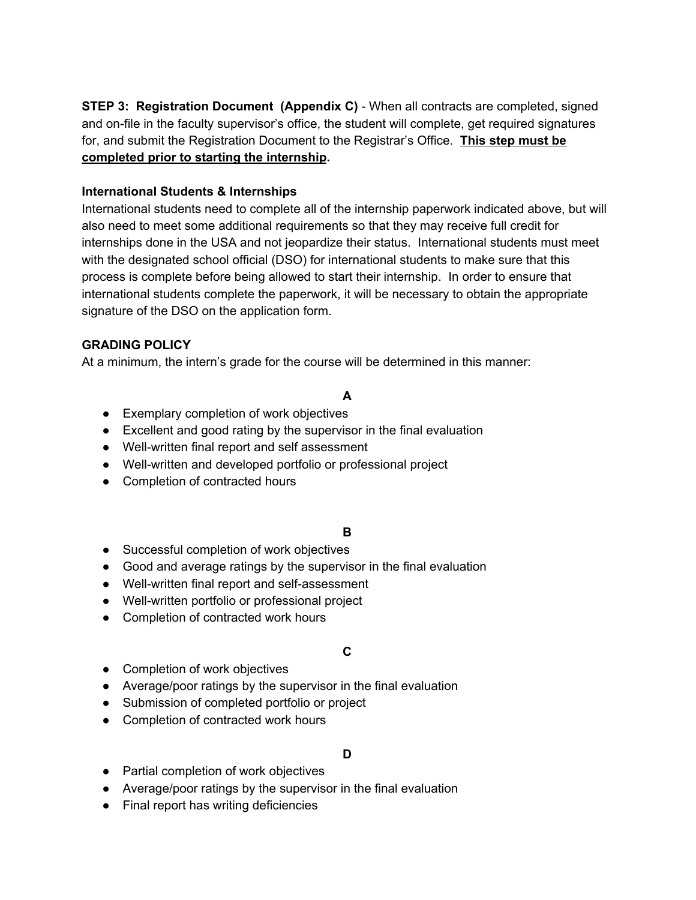**STEP 3: Registration Document (Appendix C)** - When all contracts are completed, signed and on-file in the faculty supervisor's office, the student will complete, get required signatures for, and submit the Registration Document to the Registrar's Office. <u>**This step must be completed prior to starting the internship**</u>.

**International Students & Internships**

International students need to complete all of the internship paperwork indicated above, but will also need to meet some additional requirements so that they may receive full credit for internships done in the USA and not jeopardize their status. International students must meet with the designated school official (DSO) for international students to make sure that this process is complete before being allowed to start their internship. In order to ensure that international students complete the paperwork, it will be necessary to obtain the appropriate signature of the DSO on the application form.

**GRADING POLICY**

At a minimum, the intern's grade for the course will be determined in this manner:

**A**

- Exemplary completion of work objectives
- Excellent and good rating by the supervisor in the final evaluation
- Well-written final report and self assessment
- Well-written and developed portfolio or professional project
- Completion of contracted hours

**B**

- Successful completion of work objectives
- Good and average ratings by the supervisor in the final evaluation
- Well-written final report and self-assessment
- Well-written portfolio or professional project
- Completion of contracted work hours

**C**

- Completion of work objectives
- Average/poor ratings by the supervisor in the final evaluation
- Submission of completed portfolio or project
- Completion of contracted work hours

**D**

- Partial completion of work objectives
- Average/poor ratings by the supervisor in the final evaluation
- Final report has writing deficiencies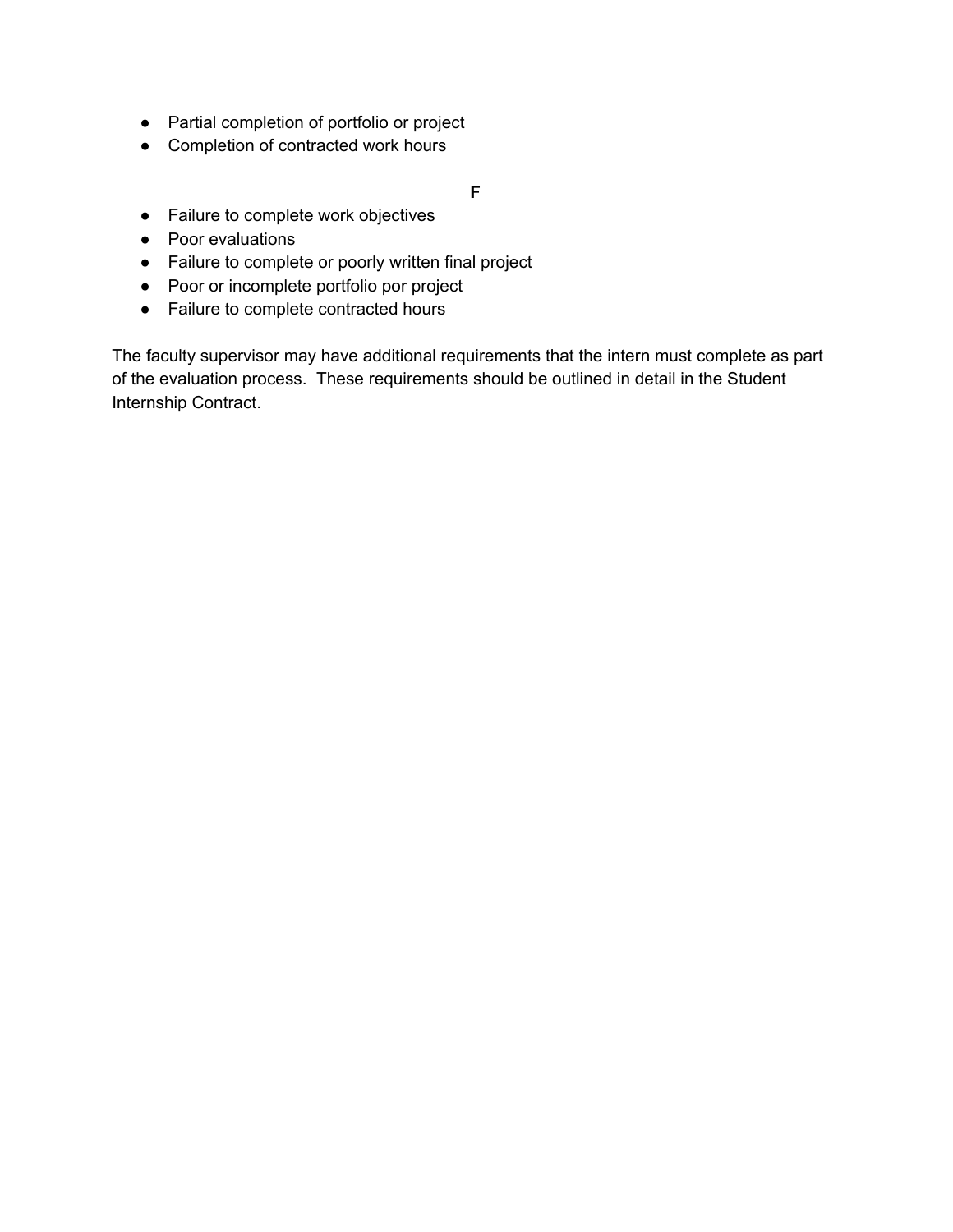- Partial completion of portfolio or project
- Completion of contracted work hours

**F**

- Failure to complete work objectives
- Poor evaluations
- Failure to complete or poorly written final project
- Poor or incomplete portfolio por project
- Failure to complete contracted hours

The faculty supervisor may have additional requirements that the intern must complete as part of the evaluation process. These requirements should be outlined in detail in the Student Internship Contract.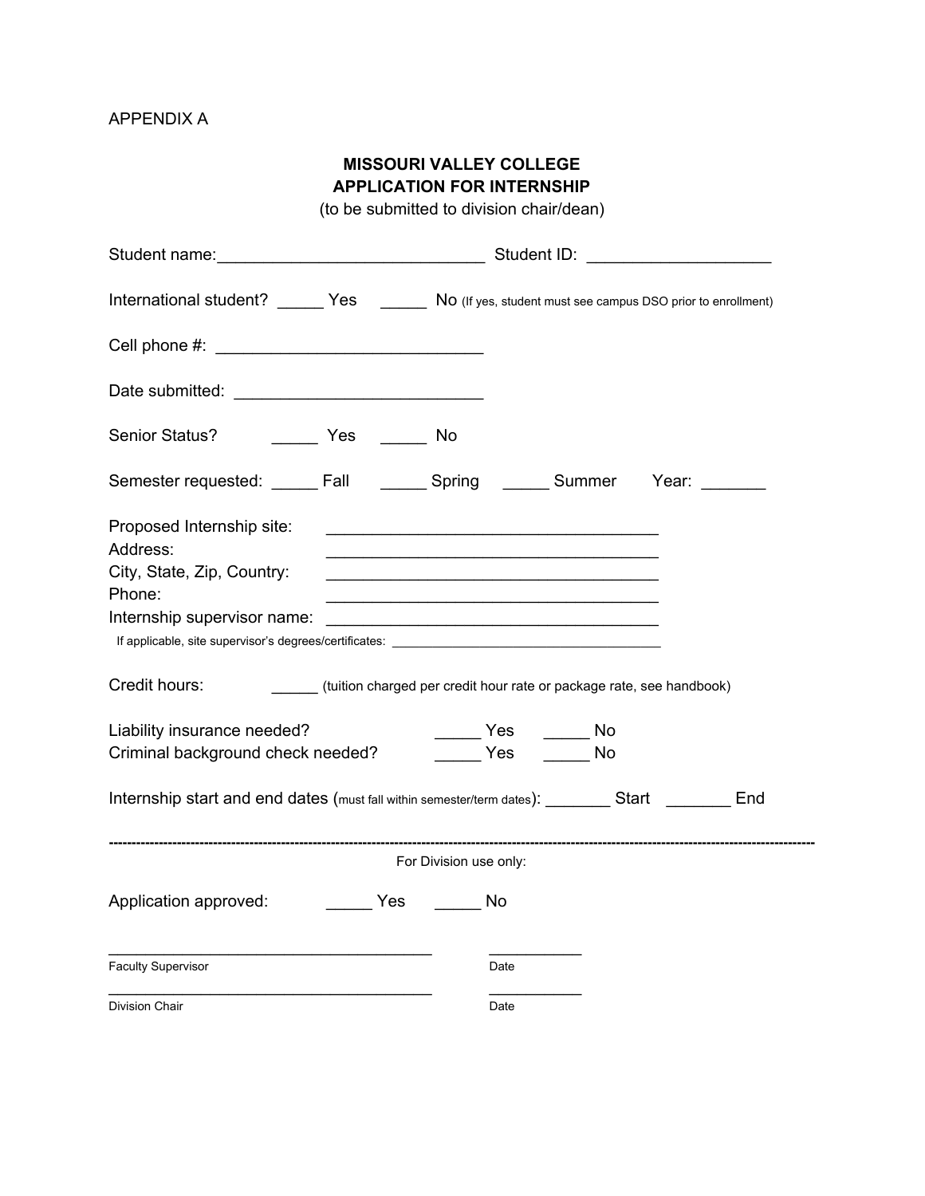APPENDIX A

**MISSOURI VALLEY COLLEGE**
**APPLICATION FOR INTERNSHIP**
(to be submitted to division chair/dean)

Student name:____________________________ Student ID: ___________________

International student? _____ Yes _____ No (If yes, student must see campus DSO prior to enrollment)

Cell phone #: ____________________________

Date submitted: __________________________

Senior Status? _____ Yes _____ No

Semester requested: _____ Fall _____ Spring _____ Summer Year: _______

Proposed Internship site: ___________________________________
Address: ___________________________________
City, State, Zip, Country: ___________________________________
Phone: ___________________________________
Internship supervisor name: ___________________________________
If applicable, site supervisor's degrees/certificates: ___________________________________

Credit hours: ______ (tuition charged per credit hour rate or package rate, see handbook)

Liability insurance needed? _____ Yes _____ No
Criminal background check needed? _____ Yes _____ No

Internship start and end dates (must fall within semester/term dates): _______ Start _______ End

---

For Division use only:

Application approved: _____ Yes _____ No

_____________________________________ ___________
Faculty Supervisor Date

_____________________________________ ___________
Division Chair Date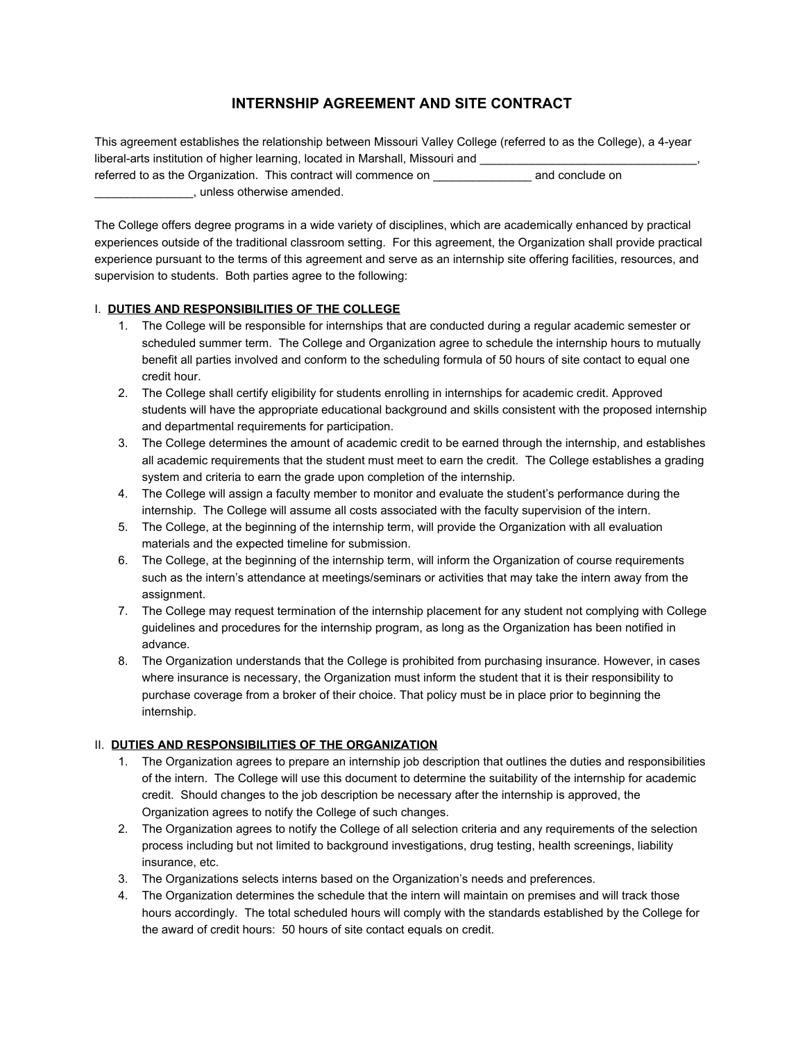# INTERNSHIP AGREEMENT AND SITE CONTRACT

This agreement establishes the relationship between Missouri Valley College (referred to as the College), a 4-year liberal-arts institution of higher learning, located in Marshall, Missouri and ___________________________________, referred to as the Organization. This contract will commence on _______________ and conclude on _______________, unless otherwise amended.

The College offers degree programs in a wide variety of disciplines, which are academically enhanced by practical experiences outside of the traditional classroom setting. For this agreement, the Organization shall provide practical experience pursuant to the terms of this agreement and serve as an internship site offering facilities, resources, and supervision to students. Both parties agree to the following:

I. **<u>DUTIES AND RESPONSIBILITIES OF THE COLLEGE</u>**

1. The College will be responsible for internships that are conducted during a regular academic semester or scheduled summer term. The College and Organization agree to schedule the internship hours to mutually benefit all parties involved and conform to the scheduling formula of 50 hours of site contact to equal one credit hour.
2. The College shall certify eligibility for students enrolling in internships for academic credit. Approved students will have the appropriate educational background and skills consistent with the proposed internship and departmental requirements for participation.
3. The College determines the amount of academic credit to be earned through the internship, and establishes all academic requirements that the student must meet to earn the credit. The College establishes a grading system and criteria to earn the grade upon completion of the internship.
4. The College will assign a faculty member to monitor and evaluate the student's performance during the internship. The College will assume all costs associated with the faculty supervision of the intern.
5. The College, at the beginning of the internship term, will provide the Organization with all evaluation materials and the expected timeline for submission.
6. The College, at the beginning of the internship term, will inform the Organization of course requirements such as the intern's attendance at meetings/seminars or activities that may take the intern away from the assignment.
7. The College may request termination of the internship placement for any student not complying with College guidelines and procedures for the internship program, as long as the Organization has been notified in advance.
8. The Organization understands that the College is prohibited from purchasing insurance. However, in cases where insurance is necessary, the Organization must inform the student that it is their responsibility to purchase coverage from a broker of their choice. That policy must be in place prior to beginning the internship.

II. **<u>DUTIES AND RESPONSIBILITIES OF THE ORGANIZATION</u>**

1. The Organization agrees to prepare an internship job description that outlines the duties and responsibilities of the intern. The College will use this document to determine the suitability of the internship for academic credit. Should changes to the job description be necessary after the internship is approved, the Organization agrees to notify the College of such changes.
2. The Organization agrees to notify the College of all selection criteria and any requirements of the selection process including but not limited to background investigations, drug testing, health screenings, liability insurance, etc.
3. The Organizations selects interns based on the Organization's needs and preferences.
4. The Organization determines the schedule that the intern will maintain on premises and will track those hours accordingly. The total scheduled hours will comply with the standards established by the College for the award of credit hours: 50 hours of site contact equals on credit.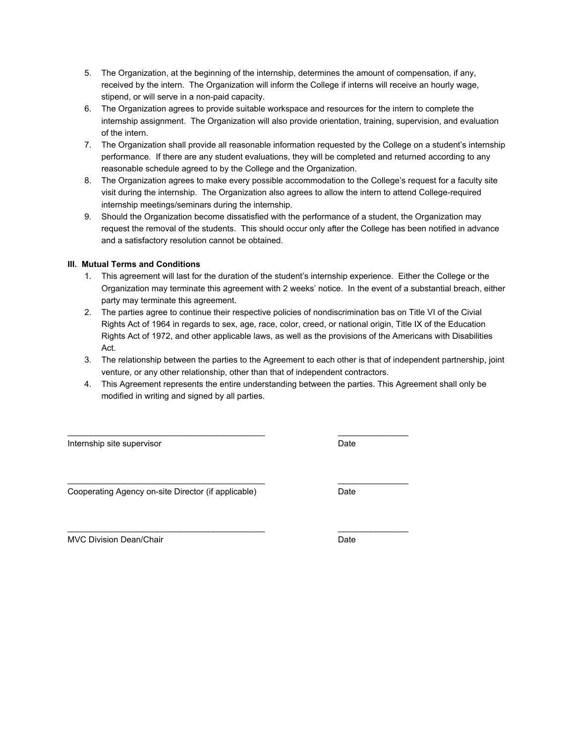5. The Organization, at the beginning of the internship, determines the amount of compensation, if any, received by the intern. The Organization will inform the College if interns will receive an hourly wage, stipend, or will serve in a non-paid capacity.
6. The Organization agrees to provide suitable workspace and resources for the intern to complete the internship assignment. The Organization will also provide orientation, training, supervision, and evaluation of the intern.
7. The Organization shall provide all reasonable information requested by the College on a student's internship performance. If there are any student evaluations, they will be completed and returned according to any reasonable schedule agreed to by the College and the Organization.
8. The Organization agrees to make every possible accommodation to the College's request for a faculty site visit during the internship. The Organization also agrees to allow the intern to attend College-required internship meetings/seminars during the internship.
9. Should the Organization become dissatisfied with the performance of a student, the Organization may request the removal of the students. This should occur only after the College has been notified in advance and a satisfactory resolution cannot be obtained.

**III. Mutual Terms and Conditions**

1. This agreement will last for the duration of the student's internship experience. Either the College or the Organization may terminate this agreement with 2 weeks' notice. In the event of a substantial breach, either party may terminate this agreement.
2. The parties agree to continue their respective policies of nondiscrimination bas on Title VI of the Civial Rights Act of 1964 in regards to sex, age, race, color, creed, or national origin, Title IX of the Education Rights Act of 1972, and other applicable laws, as well as the provisions of the Americans with Disabilities Act.
3. The relationship between the parties to the Agreement to each other is that of independent partnership, joint venture, or any other relationship, other than that of independent contractors.
4. This Agreement represents the entire understanding between the parties. This Agreement shall only be modified in writing and signed by all parties.

\_\_\_\_\_\_\_\_\_\_\_\_\_\_\_\_\_\_\_\_\_\_\_\_\_\_\_\_\_\_\_\_\_\_\_\_\_\_\_\_\_\_ \_\_\_\_\_\_\_\_\_\_\_\_\_\_\_
Internship site supervisor Date

\_\_\_\_\_\_\_\_\_\_\_\_\_\_\_\_\_\_\_\_\_\_\_\_\_\_\_\_\_\_\_\_\_\_\_\_\_\_\_\_\_\_ \_\_\_\_\_\_\_\_\_\_\_\_\_\_\_
Cooperating Agency on-site Director (if applicable) Date

\_\_\_\_\_\_\_\_\_\_\_\_\_\_\_\_\_\_\_\_\_\_\_\_\_\_\_\_\_\_\_\_\_\_\_\_\_\_\_\_\_\_ \_\_\_\_\_\_\_\_\_\_\_\_\_\_\_
MVC Division Dean/Chair Date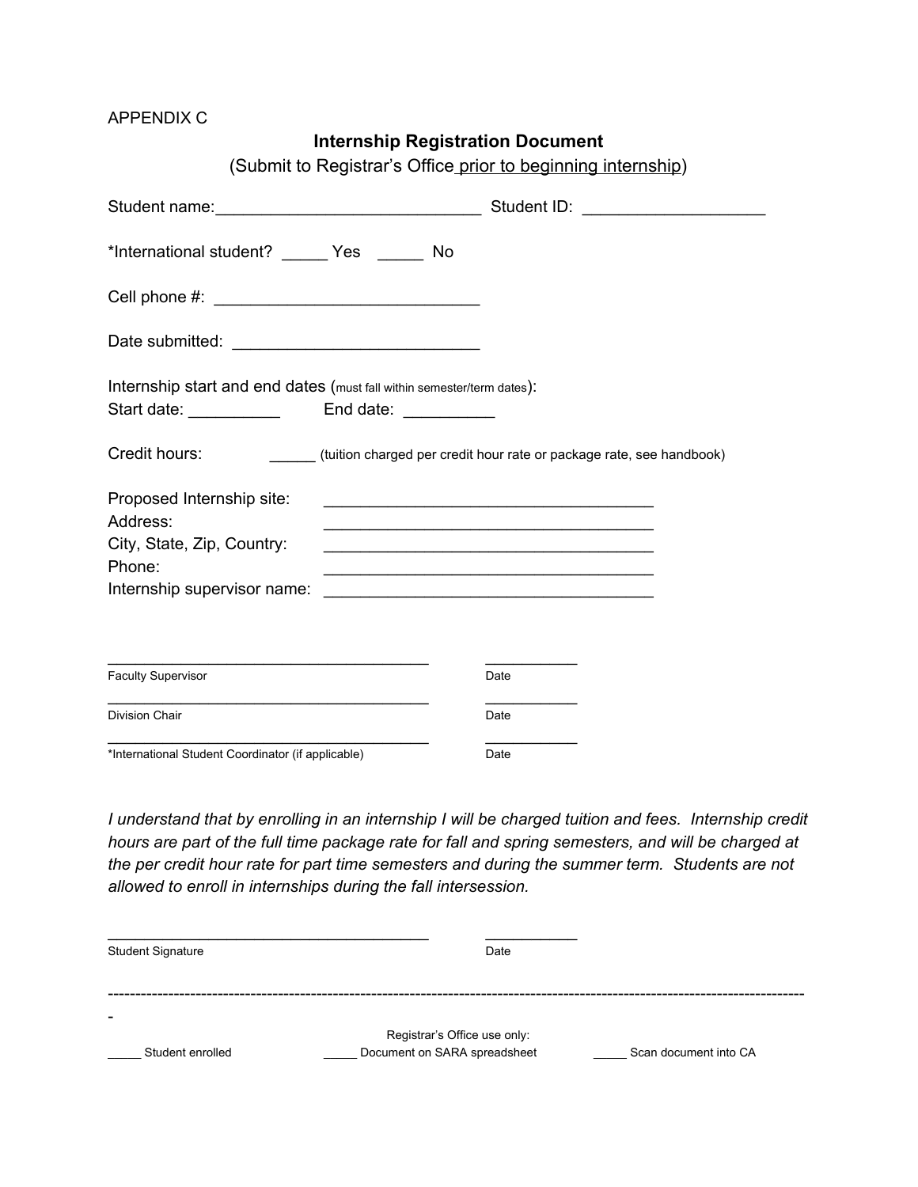APPENDIX C

## Internship Registration Document

(Submit to Registrar's Office prior to beginning internship)

Student name:_____________________________ Student ID: ____________________

*International student? _____ Yes _____ No

Cell phone #: ____________________________

Date submitted: __________________________

Internship start and end dates (must fall within semester/term dates):
Start date: __________ End date: __________

Credit hours: _____ (tuition charged per credit hour rate or package rate, see handbook)

Proposed Internship site: ____________________________________
Address: ____________________________________
City, State, Zip, Country: ____________________________________
Phone: ____________________________________
Internship supervisor name: ____________________________________

____________________________________ ___________
Faculty Supervisor Date

____________________________________ ___________
Division Chair Date

____________________________________ ___________
*International Student Coordinator (if applicable) Date

*I understand that by enrolling in an internship I will be charged tuition and fees. Internship credit hours are part of the full time package rate for fall and spring semesters, and will be charged at the per credit hour rate for part time semesters and during the summer term. Students are not allowed to enroll in internships during the fall intersession.*

____________________________________ ___________
Student Signature Date

-------------------------------------------------------------------------------------------------------------------------

Registrar's Office use only:

_____ Student enrolled _____ Document on SARA spreadsheet _____ Scan document into CA